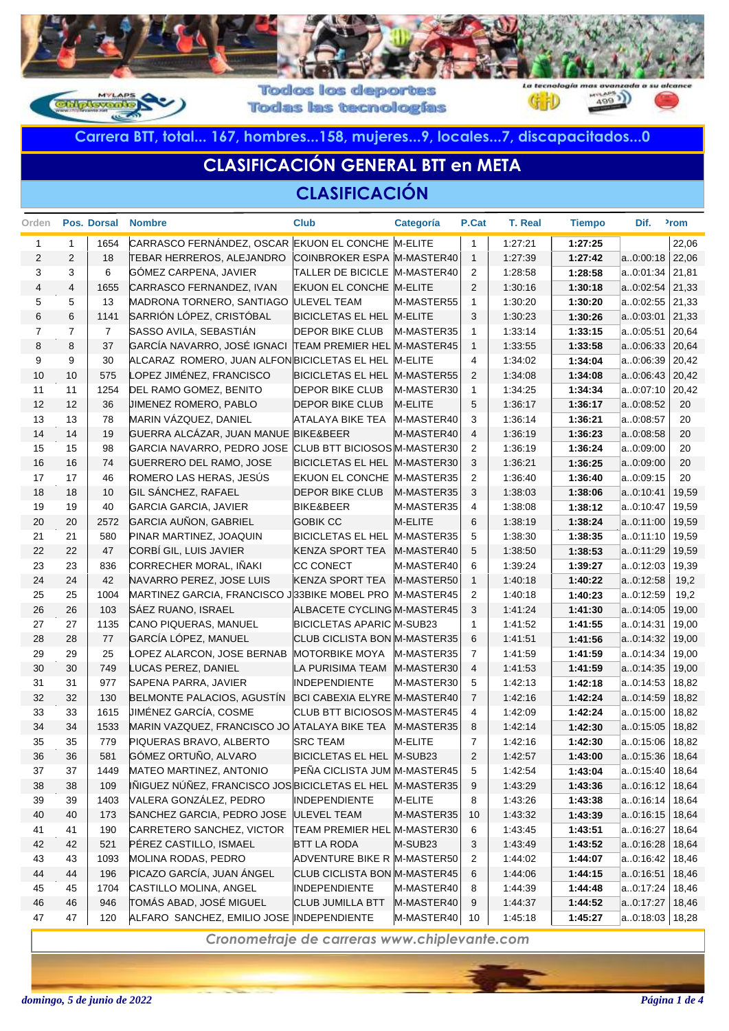Todos los deportes
Todas las tecnologías

La tecnología mas avanzada a su alcance

**Carrera BTT, total... 167, hombres...158, mujeres...9, locales...7, discapacitados...0**

# CLASIFICACIÓN GENERAL BTT en META

## CLASIFICACIÓN

| Orden | Pos. | Dorsal | Nombre | Club | Categoría | P.Cat | T. Real | Tiempo | Dif. | Prom |
|---|---|---|---|---|---|---|---|---|---|---|
| 1 | 1 | 1654 | CARRASCO FERNÁNDEZ, OSCAR | EKUON EL CONCHE | M-ELITE | 1 | 1:27:21 | **1:27:25** | | 22,06 |
| 2 | 2 | 18 | TEBAR HERREROS, ALEJANDRO | COINBROKER ESPA | M-MASTER40 | 1 | 1:27:39 | **1:27:42** | a..0:00:18 | 22,06 |
| 3 | 3 | 6 | GÓMEZ CARPENA, JAVIER | TALLER DE BICICLE | M-MASTER40 | 2 | 1:28:58 | **1:28:58** | a..0:01:34 | 21,81 |
| 4 | 4 | 1655 | CARRASCO FERNANDEZ, IVAN | EKUON EL CONCHE | M-ELITE | 2 | 1:30:16 | **1:30:18** | a..0:02:54 | 21,33 |
| 5 | 5 | 13 | MADRONA TORNERO, SANTIAGO | ULEVEL TEAM | M-MASTER55 | 1 | 1:30:20 | **1:30:20** | a..0:02:55 | 21,33 |
| 6 | 6 | 1141 | SARRIÓN LÓPEZ, CRISTÓBAL | BICICLETAS EL HEL | M-ELITE | 3 | 1:30:23 | **1:30:26** | a..0:03:01 | 21,33 |
| 7 | 7 | 7 | SASSO AVILA, SEBASTIÁN | DEPOR BIKE CLUB | M-MASTER35 | 1 | 1:33:14 | **1:33:15** | a..0:05:51 | 20,64 |
| 8 | 8 | 37 | GARCÍA NAVARRO, JOSÉ IGNACI | TEAM PREMIER HEL | M-MASTER45 | 1 | 1:33:55 | **1:33:58** | a..0:06:33 | 20,64 |
| 9 | 9 | 30 | ALCARAZ ROMERO, JUAN ALFON | BICICLETAS EL HEL | M-ELITE | 4 | 1:34:02 | **1:34:04** | a..0:06:39 | 20,42 |
| 10 | 10 | 575 | LOPEZ JIMÉNEZ, FRANCISCO | BICICLETAS EL HEL | M-MASTER55 | 2 | 1:34:08 | **1:34:08** | a..0:06:43 | 20,42 |
| 11 | 11 | 1254 | DEL RAMO GOMEZ, BENITO | DEPOR BIKE CLUB | M-MASTER30 | 1 | 1:34:25 | **1:34:34** | a..0:07:10 | 20,42 |
| 12 | 12 | 36 | JIMENEZ ROMERO, PABLO | DEPOR BIKE CLUB | M-ELITE | 5 | 1:36:17 | **1:36:17** | a..0:08:52 | 20 |
| 13 | 13 | 78 | MARIN VÁZQUEZ, DANIEL | ATALAYA BIKE TEA | M-MASTER40 | 3 | 1:36:14 | **1:36:21** | a..0:08:57 | 20 |
| 14 | 14 | 19 | GUERRA ALCÁZAR, JUAN MANUE | BIKE&BEER | M-MASTER40 | 4 | 1:36:19 | **1:36:23** | a..0:08:58 | 20 |
| 15 | 15 | 98 | GARCIA NAVARRO, PEDRO JOSE | CLUB BTT BICIOSOS | M-MASTER30 | 2 | 1:36:19 | **1:36:24** | a..0:09:00 | 20 |
| 16 | 16 | 74 | GUERRERO DEL RAMO, JOSE | BICICLETAS EL HEL | M-MASTER30 | 3 | 1:36:21 | **1:36:25** | a..0:09:00 | 20 |
| 17 | 17 | 46 | ROMERO LAS HERAS, JESÚS | EKUON EL CONCHE | M-MASTER35 | 2 | 1:36:40 | **1:36:40** | a..0:09:15 | 20 |
| 18 | 18 | 10 | GIL SÁNCHEZ, RAFAEL | DEPOR BIKE CLUB | M-MASTER35 | 3 | 1:38:03 | **1:38:06** | a..0:10:41 | 19,59 |
| 19 | 19 | 40 | GARCIA GARCIA, JAVIER | BIKE&BEER | M-MASTER35 | 4 | 1:38:08 | **1:38:12** | a..0:10:47 | 19,59 |
| 20 | 20 | 2572 | GARCIA AUÑON, GABRIEL | GOBIK CC | M-ELITE | 6 | 1:38:19 | **1:38:24** | a..0:11:00 | 19,59 |
| 21 | 21 | 580 | PINAR MARTINEZ, JOAQUIN | BICICLETAS EL HEL | M-MASTER35 | 5 | 1:38:30 | **1:38:35** | a..0:11:10 | 19,59 |
| 22 | 22 | 47 | CORBÍ GIL, LUIS JAVIER | KENZA SPORT TEA | M-MASTER40 | 5 | 1:38:50 | **1:38:53** | a..0:11:29 | 19,59 |
| 23 | 23 | 836 | CORRECHER MORAL, IÑAKI | CC CONECT | M-MASTER40 | 6 | 1:39:24 | **1:39:27** | a..0:12:03 | 19,39 |
| 24 | 24 | 42 | NAVARRO PEREZ, JOSE LUIS | KENZA SPORT TEA | M-MASTER50 | 1 | 1:40:18 | **1:40:22** | a..0:12:58 | 19,2 |
| 25 | 25 | 1004 | MARTINEZ GARCIA, FRANCISCO J | 33BIKE MOBEL PRO | M-MASTER45 | 2 | 1:40:18 | **1:40:23** | a..0:12:59 | 19,2 |
| 26 | 26 | 103 | SÁEZ RUANO, ISRAEL | ALBACETE CYCLING | M-MASTER45 | 3 | 1:41:24 | **1:41:30** | a..0:14:05 | 19,00 |
| 27 | 27 | 1135 | CANO PIQUERAS, MANUEL | BICICLETAS APARIC | M-SUB23 | 1 | 1:41:52 | **1:41:55** | a..0:14:31 | 19,00 |
| 28 | 28 | 77 | GARCÍA LÓPEZ, MANUEL | CLUB CICLISTA BON | M-MASTER35 | 6 | 1:41:51 | **1:41:56** | a..0:14:32 | 19,00 |
| 29 | 29 | 25 | LOPEZ ALARCON, JOSE BERNAB | MOTORBIKE MOYA | M-MASTER35 | 7 | 1:41:59 | **1:41:59** | a..0:14:34 | 19,00 |
| 30 | 30 | 749 | LUCAS PEREZ, DANIEL | LA PURISIMA TEAM | M-MASTER30 | 4 | 1:41:53 | **1:41:59** | a..0:14:35 | 19,00 |
| 31 | 31 | 977 | SAPENA PARRA, JAVIER | INDEPENDIENTE | M-MASTER30 | 5 | 1:42:13 | **1:42:18** | a..0:14:53 | 18,82 |
| 32 | 32 | 130 | BELMONTE PALACIOS, AGUSTÍN | BCI CABEXIA ELYRE | M-MASTER40 | 7 | 1:42:16 | **1:42:24** | a..0:14:59 | 18,82 |
| 33 | 33 | 1615 | JIMÉNEZ GARCÍA, COSME | CLUB BTT BICIOSOS | M-MASTER45 | 4 | 1:42:09 | **1:42:24** | a..0:15:00 | 18,82 |
| 34 | 34 | 1533 | MARIN VAZQUEZ, FRANCISCO JO | ATALAYA BIKE TEA | M-MASTER35 | 8 | 1:42:14 | **1:42:30** | a..0:15:05 | 18,82 |
| 35 | 35 | 779 | PIQUERAS BRAVO, ALBERTO | SRC TEAM | M-ELITE | 7 | 1:42:16 | **1:42:30** | a..0:15:06 | 18,82 |
| 36 | 36 | 581 | GÓMEZ ORTUÑO, ALVARO | BICICLETAS EL HEL | M-SUB23 | 2 | 1:42:57 | **1:43:00** | a..0:15:36 | 18,64 |
| 37 | 37 | 1449 | MATEO MARTINEZ, ANTONIO | PEÑA CICLISTA JUM | M-MASTER45 | 5 | 1:42:54 | **1:43:04** | a..0:15:40 | 18,64 |
| 38 | 38 | 109 | IÑIGUEZ NÚÑEZ, FRANCISCO JOS | BICICLETAS EL HEL | M-MASTER35 | 9 | 1:43:29 | **1:43:36** | a..0:16:12 | 18,64 |
| 39 | 39 | 1403 | VALERA GONZÁLEZ, PEDRO | INDEPENDIENTE | M-ELITE | 8 | 1:43:26 | **1:43:38** | a..0:16:14 | 18,64 |
| 40 | 40 | 173 | SANCHEZ GARCIA, PEDRO JOSE | ULEVEL TEAM | M-MASTER35 | 10 | 1:43:32 | **1:43:39** | a..0:16:15 | 18,64 |
| 41 | 41 | 190 | CARRETERO SANCHEZ, VICTOR | TEAM PREMIER HEL | M-MASTER30 | 6 | 1:43:45 | **1:43:51** | a..0:16:27 | 18,64 |
| 42 | 42 | 521 | PÉREZ CASTILLO, ISMAEL | BTT LA RODA | M-SUB23 | 3 | 1:43:49 | **1:43:52** | a..0:16:28 | 18,64 |
| 43 | 43 | 1093 | MOLINA RODAS, PEDRO | ADVENTURE BIKE R | M-MASTER50 | 2 | 1:44:02 | **1:44:07** | a..0:16:42 | 18,46 |
| 44 | 44 | 196 | PICAZO GARCÍA, JUAN ÁNGEL | CLUB CICLISTA BON | M-MASTER45 | 6 | 1:44:06 | **1:44:15** | a..0:16:51 | 18,46 |
| 45 | 45 | 1704 | CASTILLO MOLINA, ANGEL | INDEPENDIENTE | M-MASTER40 | 8 | 1:44:39 | **1:44:48** | a..0:17:24 | 18,46 |
| 46 | 46 | 946 | TOMÁS ABAD, JOSÉ MIGUEL | CLUB JUMILLA BTT | M-MASTER40 | 9 | 1:44:37 | **1:44:52** | a..0:17:27 | 18,46 |
| 47 | 47 | 120 | ALFARO SANCHEZ, EMILIO JOSE | INDEPENDIENTE | M-MASTER40 | 10 | 1:45:18 | **1:45:27** | a..0:18:03 | 18,28 |

*Cronometraje de carreras www.chiplevante.com*

*domingo, 5 de junio de 2022*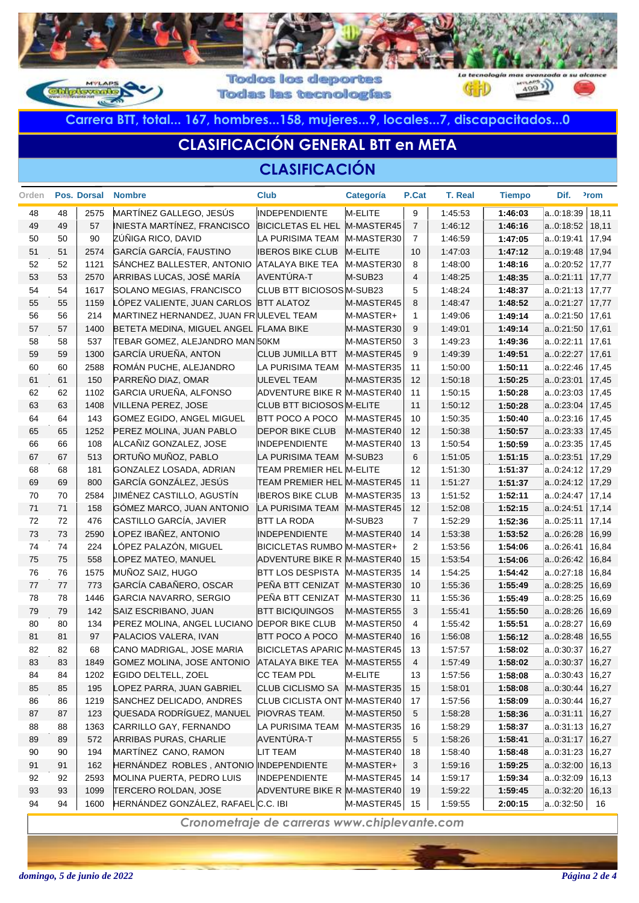Todos los deportes
Todas las tecnologías

**Carrera BTT, total... 167, hombres...158, mujeres...9, locales...7, discapacitados...0**

## CLASIFICACIÓN GENERAL BTT en META

## CLASIFICACIÓN

| Orden | Pos. | Dorsal | Nombre | Club | Categoría | P.Cat | T. Real | Tiempo | Dif. | Prom |
|---|---|---|---|---|---|---|---|---|---|---|
| 48 | 48 | 2575 | MARTÍNEZ GALLEGO, JESÚS | INDEPENDIENTE | M-ELITE | 9 | 1:45:53 | **1:46:03** | a..0:18:39 | 18,11 |
| 49 | 49 | 57 | INIESTA MARTÍNEZ, FRANCISCO | BICICLETAS EL HEL | M-MASTER45 | 7 | 1:46:12 | **1:46:16** | a..0:18:52 | 18,11 |
| 50 | 50 | 90 | ZÚÑIGA RICO, DAVID | LA PURISIMA TEAM | M-MASTER30 | 7 | 1:46:59 | **1:47:05** | a..0:19:41 | 17,94 |
| 51 | 51 | 2574 | GARCÍA GARCÍA, FAUSTINO | IBEROS BIKE CLUB | M-ELITE | 10 | 1:47:03 | **1:47:12** | a..0:19:48 | 17,94 |
| 52 | 52 | 1121 | SÁNCHEZ BALLESTER, ANTONIO | ATALAYA BIKE TEA | M-MASTER30 | 8 | 1:48:00 | **1:48:16** | a..0:20:52 | 17,77 |
| 53 | 53 | 2570 | ARRIBAS LUCAS, JOSÉ MARÍA | AVENTÚRA-T | M-SUB23 | 4 | 1:48:25 | **1:48:35** | a..0:21:11 | 17,77 |
| 54 | 54 | 1617 | SOLANO MEGIAS, FRANCISCO | CLUB BTT BICIOSOS | M-SUB23 | 5 | 1:48:24 | **1:48:37** | a..0:21:13 | 17,77 |
| 55 | 55 | 1159 | LÓPEZ VALIENTE, JUAN CARLOS | BTT ALATOZ | M-MASTER45 | 8 | 1:48:47 | **1:48:52** | a..0:21:27 | 17,77 |
| 56 | 56 | 214 | MARTINEZ HERNANDEZ, JUAN FR | ULEVEL TEAM | M-MASTER+ | 1 | 1:49:06 | **1:49:14** | a..0:21:50 | 17,61 |
| 57 | 57 | 1400 | BETETA MEDINA, MIGUEL ANGEL | FLAMA BIKE | M-MASTER30 | 9 | 1:49:01 | **1:49:14** | a..0:21:50 | 17,61 |
| 58 | 58 | 537 | TEBAR GOMEZ, ALEJANDRO MAN | 50KM | M-MASTER50 | 3 | 1:49:23 | **1:49:36** | a..0:22:11 | 17,61 |
| 59 | 59 | 1300 | GARCÍA URUEÑA, ANTON | CLUB JUMILLA BTT | M-MASTER45 | 9 | 1:49:39 | **1:49:51** | a..0:22:27 | 17,61 |
| 60 | 60 | 2588 | ROMÁN PUCHE, ALEJANDRO | LA PURISIMA TEAM | M-MASTER35 | 11 | 1:50:00 | **1:50:11** | a..0:22:46 | 17,45 |
| 61 | 61 | 150 | PARREÑO DIAZ, OMAR | ULEVEL TEAM | M-MASTER35 | 12 | 1:50:18 | **1:50:25** | a..0:23:01 | 17,45 |
| 62 | 62 | 1102 | GARCIA URUEÑA, ALFONSO | ADVENTURE BIKE R | M-MASTER40 | 11 | 1:50:15 | **1:50:28** | a..0:23:03 | 17,45 |
| 63 | 63 | 1408 | VILLENA PEREZ, JOSE | CLUB BTT BICIOSOS | M-ELITE | 11 | 1:50:12 | **1:50:28** | a..0:23:04 | 17,45 |
| 64 | 64 | 143 | GOMEZ EGIDO, ANGEL MIGUEL | BTT POCO A POCO | M-MASTER45 | 10 | 1:50:35 | **1:50:40** | a..0:23:16 | 17,45 |
| 65 | 65 | 1252 | PEREZ MOLINA, JUAN PABLO | DEPOR BIKE CLUB | M-MASTER40 | 12 | 1:50:38 | **1:50:57** | a..0:23:33 | 17,45 |
| 66 | 66 | 108 | ALCAÑIZ GONZALEZ, JOSE | INDEPENDIENTE | M-MASTER40 | 13 | 1:50:54 | **1:50:59** | a..0:23:35 | 17,45 |
| 67 | 67 | 513 | ORTUÑO MUÑOZ, PABLO | LA PURISIMA TEAM | M-SUB23 | 6 | 1:51:05 | **1:51:15** | a..0:23:51 | 17,29 |
| 68 | 68 | 181 | GONZALEZ LOSADA, ADRIAN | TEAM PREMIER HEL | M-ELITE | 12 | 1:51:30 | **1:51:37** | a..0:24:12 | 17,29 |
| 69 | 69 | 800 | GARCÍA GONZÁLEZ, JESÚS | TEAM PREMIER HEL | M-MASTER45 | 11 | 1:51:27 | **1:51:37** | a..0:24:12 | 17,29 |
| 70 | 70 | 2584 | JIMÉNEZ CASTILLO, AGUSTÍN | IBEROS BIKE CLUB | M-MASTER35 | 13 | 1:51:52 | **1:52:11** | a..0:24:47 | 17,14 |
| 71 | 71 | 158 | GÓMEZ MARCO, JUAN ANTONIO | LA PURISIMA TEAM | M-MASTER45 | 12 | 1:52:08 | **1:52:15** | a..0:24:51 | 17,14 |
| 72 | 72 | 476 | CASTILLO GARCÍA, JAVIER | BTT LA RODA | M-SUB23 | 7 | 1:52:29 | **1:52:36** | a..0:25:11 | 17,14 |
| 73 | 73 | 2590 | LOPEZ IBAÑEZ, ANTONIO | INDEPENDIENTE | M-MASTER40 | 14 | 1:53:38 | **1:53:52** | a..0:26:28 | 16,99 |
| 74 | 74 | 224 | LÓPEZ PALAZÓN, MIGUEL | BICICLETAS RUMBO | M-MASTER+ | 2 | 1:53:56 | **1:54:06** | a..0:26:41 | 16,84 |
| 75 | 75 | 558 | LOPEZ MATEO, MANUEL | ADVENTURE BIKE R | M-MASTER40 | 15 | 1:53:54 | **1:54:06** | a..0:26:42 | 16,84 |
| 76 | 76 | 1575 | MUÑOZ SAIZ, HUGO | BTT LOS DESPISTA | M-MASTER35 | 14 | 1:54:25 | **1:54:42** | a..0:27:18 | 16,84 |
| 77 | 77 | 773 | GARCÍA CABAÑERO, OSCAR | PEÑA BTT CENIZAT | M-MASTER30 | 10 | 1:55:36 | **1:55:49** | a..0:28:25 | 16,69 |
| 78 | 78 | 1446 | GARCIA NAVARRO, SERGIO | PEÑA BTT CENIZAT | M-MASTER30 | 11 | 1:55:36 | **1:55:49** | a..0:28:25 | 16,69 |
| 79 | 79 | 142 | SAIZ ESCRIBANO, JUAN | BTT BICIQUINGOS | M-MASTER55 | 3 | 1:55:41 | **1:55:50** | a..0:28:26 | 16,69 |
| 80 | 80 | 134 | PEREZ MOLINA, ANGEL LUCIANO | DEPOR BIKE CLUB | M-MASTER50 | 4 | 1:55:42 | **1:55:51** | a..0:28:27 | 16,69 |
| 81 | 81 | 97 | PALACIOS VALERA, IVAN | BTT POCO A POCO | M-MASTER40 | 16 | 1:56:08 | **1:56:12** | a..0:28:48 | 16,55 |
| 82 | 82 | 68 | CANO MADRIGAL, JOSE MARIA | BICICLETAS APARIC | M-MASTER45 | 13 | 1:57:57 | **1:58:02** | a..0:30:37 | 16,27 |
| 83 | 83 | 1849 | GOMEZ MOLINA, JOSE ANTONIO | ATALAYA BIKE TEA | M-MASTER55 | 4 | 1:57:49 | **1:58:02** | a..0:30:37 | 16,27 |
| 84 | 84 | 1202 | EGIDO DELTELL, ZOEL | CC TEAM PDL | M-ELITE | 13 | 1:57:56 | **1:58:08** | a..0:30:43 | 16,27 |
| 85 | 85 | 195 | LOPEZ PARRA, JUAN GABRIEL | CLUB CICLISMO SA | M-MASTER35 | 15 | 1:58:01 | **1:58:08** | a..0:30:44 | 16,27 |
| 86 | 86 | 1219 | SANCHEZ DELICADO, ANDRES | CLUB CICLISTA ONT | M-MASTER40 | 17 | 1:57:56 | **1:58:09** | a..0:30:44 | 16,27 |
| 87 | 87 | 123 | QUESADA RODRÍGUEZ, MANUEL | PIOVRAS TEAM. | M-MASTER50 | 5 | 1:58:28 | **1:58:36** | a..0:31:11 | 16,27 |
| 88 | 88 | 1363 | CARRILLO GAY, FERNANDO | LA PURISIMA TEAM | M-MASTER35 | 16 | 1:58:29 | **1:58:37** | a..0:31:13 | 16,27 |
| 89 | 89 | 572 | ARRIBAS PURAS, CHARLIE | AVENTÚRA-T | M-MASTER55 | 5 | 1:58:26 | **1:58:41** | a..0:31:17 | 16,27 |
| 90 | 90 | 194 | MARTÍNEZ CANO, RAMON | LIT TEAM | M-MASTER40 | 18 | 1:58:40 | **1:58:48** | a..0:31:23 | 16,27 |
| 91 | 91 | 162 | HERNÁNDEZ ROBLES , ANTONIO | INDEPENDIENTE | M-MASTER+ | 3 | 1:59:16 | **1:59:25** | a..0:32:00 | 16,13 |
| 92 | 92 | 2593 | MOLINA PUERTA, PEDRO LUIS | INDEPENDIENTE | M-MASTER35 | 14 | 1:59:17 | **1:59:34** | a..0:32:09 | 16,13 |
| 93 | 93 | 1099 | TERCERO ROLDAN, JOSE | ADVENTURE BIKE R | M-MASTER40 | 19 | 1:59:22 | **1:59:45** | a..0:32:20 | 16,13 |
| 94 | 94 | 1600 | HERNÁNDEZ GONZÁLEZ, RAFAEL | C.C. IBI | M-MASTER45 | 15 | 1:59:55 | **2:00:15** | a..0:32:50 | 16 |

*Cronometraje de carreras www.chiplevante.com*

*domingo, 5 de junio de 2022*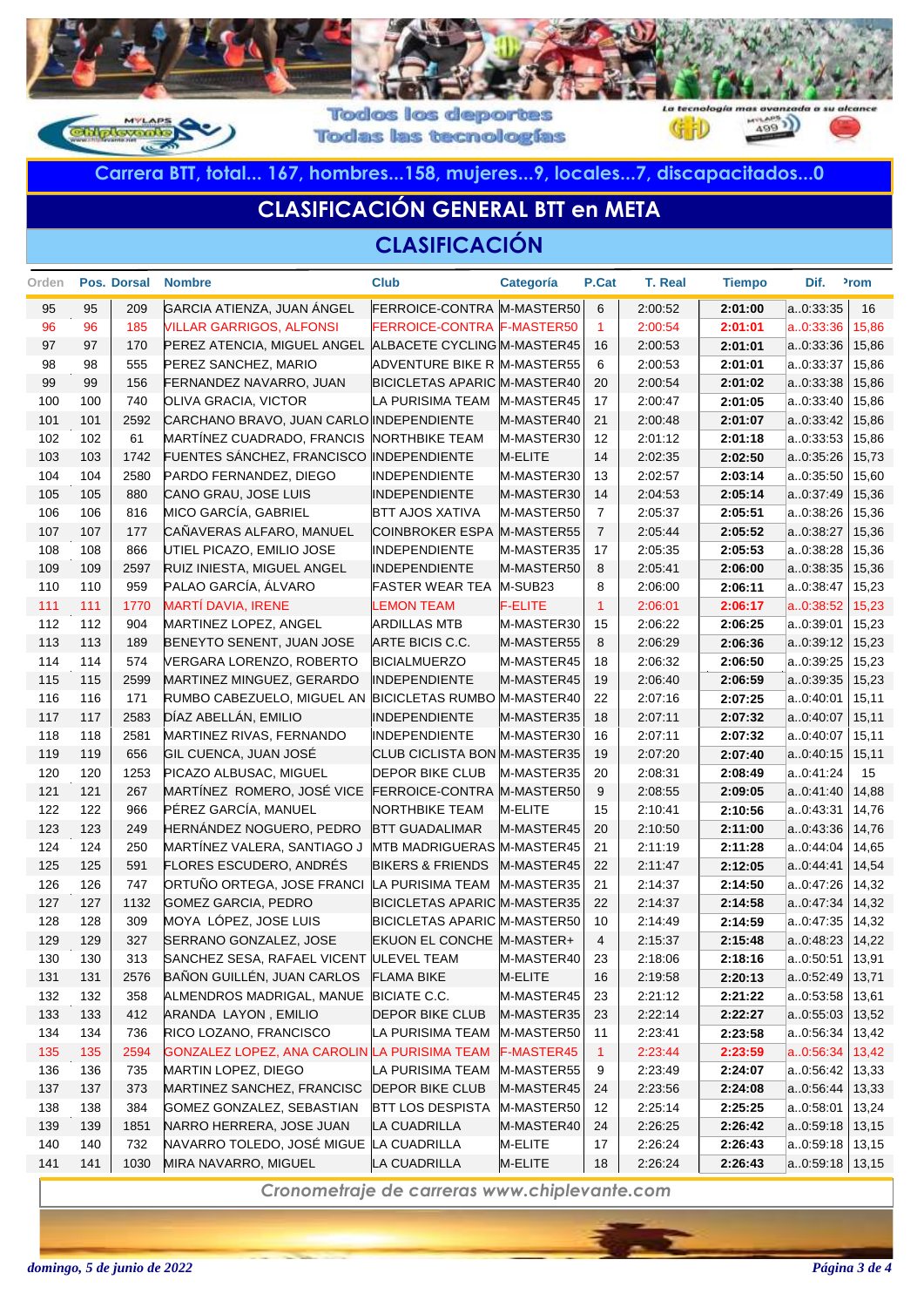Todos los deportes
Todas las tecnologías

**Carrera BTT, total... 167, hombres...158, mujeres...9, locales...7, discapacitados...0**

# CLASIFICACIÓN GENERAL BTT en META

## CLASIFICACIÓN

| Orden | Pos. | Dorsal | Nombre | Club | Categoría | P.Cat | T. Real | Tiempo | Dif. | Prom |
|---|---|---|---|---|---|---|---|---|---|---|
| 95 | 95 | 209 | GARCIA ATIENZA, JUAN ÁNGEL | FERROICE-CONTRA | M-MASTER50 | 6 | 2:00:52 | **2:01:00** | a..0:33:35 | 16 |
| 96 | 96 | 185 | VILLAR GARRIGOS, ALFONSI | FERROICE-CONTRA | F-MASTER50 | 1 | 2:00:54 | **2:01:01** | a..0:33:36 | 15,86 |
| 97 | 97 | 170 | PEREZ ATENCIA, MIGUEL ANGEL | ALBACETE CYCLING | M-MASTER45 | 16 | 2:00:53 | **2:01:01** | a..0:33:36 | 15,86 |
| 98 | 98 | 555 | PEREZ SANCHEZ, MARIO | ADVENTURE BIKE R | M-MASTER55 | 6 | 2:00:53 | **2:01:01** | a..0:33:37 | 15,86 |
| 99 | 99 | 156 | FERNANDEZ NAVARRO, JUAN | BICICLETAS APARIC | M-MASTER40 | 20 | 2:00:54 | **2:01:02** | a..0:33:38 | 15,86 |
| 100 | 100 | 740 | OLIVA GRACIA, VICTOR | LA PURISIMA TEAM | M-MASTER45 | 17 | 2:00:47 | **2:01:05** | a..0:33:40 | 15,86 |
| 101 | 101 | 2592 | CARCHANO BRAVO, JUAN CARLO | INDEPENDIENTE | M-MASTER40 | 21 | 2:00:48 | **2:01:07** | a..0:33:42 | 15,86 |
| 102 | 102 | 61 | MARTÍNEZ CUADRADO, FRANCIS | NORTHBIKE TEAM | M-MASTER30 | 12 | 2:01:12 | **2:01:18** | a..0:33:53 | 15,86 |
| 103 | 103 | 1742 | FUENTES SÁNCHEZ, FRANCISCO | INDEPENDIENTE | M-ELITE | 14 | 2:02:35 | **2:02:50** | a..0:35:26 | 15,73 |
| 104 | 104 | 2580 | PARDO FERNANDEZ, DIEGO | INDEPENDIENTE | M-MASTER30 | 13 | 2:02:57 | **2:03:14** | a..0:35:50 | 15,60 |
| 105 | 105 | 880 | CANO GRAU, JOSE LUIS | INDEPENDIENTE | M-MASTER30 | 14 | 2:04:53 | **2:05:14** | a..0:37:49 | 15,36 |
| 106 | 106 | 816 | MICO GARCÍA, GABRIEL | BTT AJOS XATIVA | M-MASTER50 | 7 | 2:05:37 | **2:05:51** | a..0:38:26 | 15,36 |
| 107 | 107 | 177 | CAÑAVERAS ALFARO, MANUEL | COINBROKER ESPA | M-MASTER55 | 7 | 2:05:44 | **2:05:52** | a..0:38:27 | 15,36 |
| 108 | 108 | 866 | UTIEL PICAZO, EMILIO JOSE | INDEPENDIENTE | M-MASTER35 | 17 | 2:05:35 | **2:05:53** | a..0:38:28 | 15,36 |
| 109 | 109 | 2597 | RUIZ INIESTA, MIGUEL ANGEL | INDEPENDIENTE | M-MASTER50 | 8 | 2:05:41 | **2:06:00** | a..0:38:35 | 15,36 |
| 110 | 110 | 959 | PALAO GARCÍA, ÁLVARO | FASTER WEAR TEA | M-SUB23 | 8 | 2:06:00 | **2:06:11** | a..0:38:47 | 15,23 |
| 111 | 111 | 1770 | MARTÍ DAVIA, IRENE | LEMON TEAM | F-ELITE | 1 | 2:06:01 | **2:06:17** | a..0:38:52 | 15,23 |
| 112 | 112 | 904 | MARTINEZ LOPEZ, ANGEL | ARDILLAS MTB | M-MASTER30 | 15 | 2:06:22 | **2:06:25** | a..0:39:01 | 15,23 |
| 113 | 113 | 189 | BENEYTO SENENT, JUAN JOSE | ARTE BICIS C.C. | M-MASTER55 | 8 | 2:06:29 | **2:06:36** | a..0:39:12 | 15,23 |
| 114 | 114 | 574 | VERGARA LORENZO, ROBERTO | BICIALMUERZO | M-MASTER45 | 18 | 2:06:32 | **2:06:50** | a..0:39:25 | 15,23 |
| 115 | 115 | 2599 | MARTINEZ MINGUEZ, GERARDO | INDEPENDIENTE | M-MASTER45 | 19 | 2:06:40 | **2:06:59** | a..0:39:35 | 15,23 |
| 116 | 116 | 171 | RUMBO CABEZUELO, MIGUEL AN | BICICLETAS RUMBO | M-MASTER40 | 22 | 2:07:16 | **2:07:25** | a..0:40:01 | 15,11 |
| 117 | 117 | 2583 | DÍAZ ABELLÁN, EMILIO | INDEPENDIENTE | M-MASTER35 | 18 | 2:07:11 | **2:07:32** | a..0:40:07 | 15,11 |
| 118 | 118 | 2581 | MARTINEZ RIVAS, FERNANDO | INDEPENDIENTE | M-MASTER30 | 16 | 2:07:11 | **2:07:32** | a..0:40:07 | 15,11 |
| 119 | 119 | 656 | GIL CUENCA, JUAN JOSÉ | CLUB CICLISTA BON | M-MASTER35 | 19 | 2:07:20 | **2:07:40** | a..0:40:15 | 15,11 |
| 120 | 120 | 1253 | PICAZO ALBUSAC, MIGUEL | DEPOR BIKE CLUB | M-MASTER35 | 20 | 2:08:31 | **2:08:49** | a..0:41:24 | 15 |
| 121 | 121 | 267 | MARTÍNEZ ROMERO, JOSÉ VICE | FERROICE-CONTRA | M-MASTER50 | 9 | 2:08:55 | **2:09:05** | a..0:41:40 | 14,88 |
| 122 | 122 | 966 | PÉREZ GARCÍA, MANUEL | NORTHBIKE TEAM | M-ELITE | 15 | 2:10:41 | **2:10:56** | a..0:43:31 | 14,76 |
| 123 | 123 | 249 | HERNÁNDEZ NOGUERO, PEDRO | BTT GUADALIMAR | M-MASTER45 | 20 | 2:10:50 | **2:11:00** | a..0:43:36 | 14,76 |
| 124 | 124 | 250 | MARTÍNEZ VALERA, SANTIAGO J | MTB MADRIGUERAS | M-MASTER45 | 21 | 2:11:19 | **2:11:28** | a..0:44:04 | 14,65 |
| 125 | 125 | 591 | FLORES ESCUDERO, ANDRÉS | BIKERS & FRIENDS | M-MASTER45 | 22 | 2:11:47 | **2:12:05** | a..0:44:41 | 14,54 |
| 126 | 126 | 747 | ORTUÑO ORTEGA, JOSE FRANCI | LA PURISIMA TEAM | M-MASTER35 | 21 | 2:14:37 | **2:14:50** | a..0:47:26 | 14,32 |
| 127 | 127 | 1132 | GOMEZ GARCIA, PEDRO | BICICLETAS APARIC | M-MASTER35 | 22 | 2:14:37 | **2:14:58** | a..0:47:34 | 14,32 |
| 128 | 128 | 309 | MOYA LÓPEZ, JOSE LUIS | BICICLETAS APARIC | M-MASTER50 | 10 | 2:14:49 | **2:14:59** | a..0:47:35 | 14,32 |
| 129 | 129 | 327 | SERRANO GONZALEZ, JOSE | EKUON EL CONCHE | M-MASTER+ | 4 | 2:15:37 | **2:15:48** | a..0:48:23 | 14,22 |
| 130 | 130 | 313 | SANCHEZ SESA, RAFAEL VICENT | ULEVEL TEAM | M-MASTER40 | 23 | 2:18:06 | **2:18:16** | a..0:50:51 | 13,91 |
| 131 | 131 | 2576 | BAÑON GUILLÉN, JUAN CARLOS | FLAMA BIKE | M-ELITE | 16 | 2:19:58 | **2:20:13** | a..0:52:49 | 13,71 |
| 132 | 132 | 358 | ALMENDROS MADRIGAL, MANUE | BICIATE C.C. | M-MASTER45 | 23 | 2:21:12 | **2:21:22** | a..0:53:58 | 13,61 |
| 133 | 133 | 412 | ARANDA LAYON , EMILIO | DEPOR BIKE CLUB | M-MASTER35 | 23 | 2:22:14 | **2:22:27** | a..0:55:03 | 13,52 |
| 134 | 134 | 736 | RICO LOZANO, FRANCISCO | LA PURISIMA TEAM | M-MASTER50 | 11 | 2:23:41 | **2:23:58** | a..0:56:34 | 13,42 |
| 135 | 135 | 2594 | GONZALEZ LOPEZ, ANA CAROLIN | LA PURISIMA TEAM | F-MASTER45 | 1 | 2:23:44 | **2:23:59** | a..0:56:34 | 13,42 |
| 136 | 136 | 735 | MARTIN LOPEZ, DIEGO | LA PURISIMA TEAM | M-MASTER55 | 9 | 2:23:49 | **2:24:07** | a..0:56:42 | 13,33 |
| 137 | 137 | 373 | MARTINEZ SANCHEZ, FRANCISC | DEPOR BIKE CLUB | M-MASTER45 | 24 | 2:23:56 | **2:24:08** | a..0:56:44 | 13,33 |
| 138 | 138 | 384 | GOMEZ GONZALEZ, SEBASTIAN | BTT LOS DESPISTA | M-MASTER50 | 12 | 2:25:14 | **2:25:25** | a..0:58:01 | 13,24 |
| 139 | 139 | 1851 | NARRO HERRERA, JOSE JUAN | LA CUADRILLA | M-MASTER40 | 24 | 2:26:25 | **2:26:42** | a..0:59:18 | 13,15 |
| 140 | 140 | 732 | NAVARRO TOLEDO, JOSÉ MIGUE | LA CUADRILLA | M-ELITE | 17 | 2:26:24 | **2:26:43** | a..0:59:18 | 13,15 |
| 141 | 141 | 1030 | MIRA NAVARRO, MIGUEL | LA CUADRILLA | M-ELITE | 18 | 2:26:24 | **2:26:43** | a..0:59:18 | 13,15 |

*Cronometraje de carreras www.chiplevante.com*

*domingo, 5 de junio de 2022*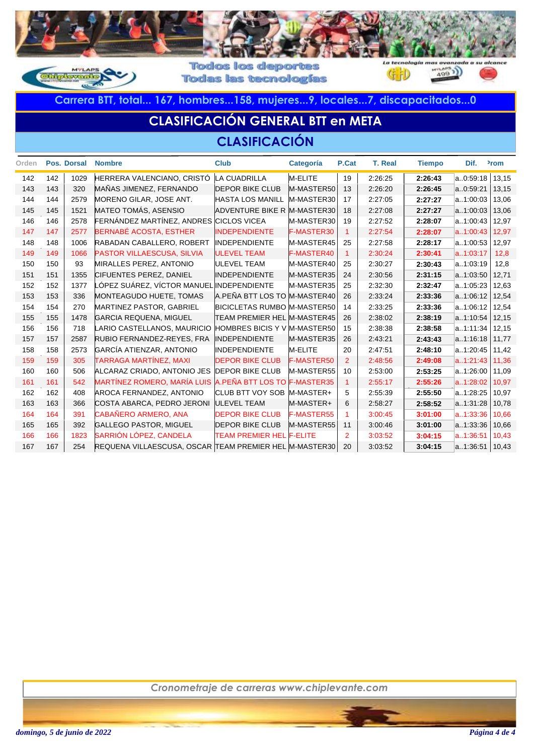Todos los deportes
Todas las tecnologías

La tecnología mas avanzada a su alcance

**Carrera BTT, total... 167, hombres...158, mujeres...9, locales...7, discapacitados...0**

## CLASIFICACIÓN GENERAL BTT en META

## CLASIFICACIÓN

| Orden | Pos. | Dorsal | Nombre | Club | Categoría | P.Cat | T. Real | Tiempo | Dif. | Prom |
|---|---|---|---|---|---|---|---|---|---|---|
| 142 | 142 | 1029 | HERRERA VALENCIANO, CRISTÓ | LA CUADRILLA | M-ELITE | 19 | 2:26:25 | **2:26:43** | a..0:59:18 | 13,15 |
| 143 | 143 | 320 | MAÑAS JIMENEZ, FERNANDO | DEPOR BIKE CLUB | M-MASTER50 | 13 | 2:26:20 | **2:26:45** | a..0:59:21 | 13,15 |
| 144 | 144 | 2579 | MORENO GILAR, JOSE ANT. | HASTA LOS MANILL | M-MASTER30 | 17 | 2:27:05 | **2:27:27** | a..1:00:03 | 13,06 |
| 145 | 145 | 1521 | MATEO TOMÁS, ASENSIO | ADVENTURE BIKE R | M-MASTER30 | 18 | 2:27:08 | **2:27:27** | a..1:00:03 | 13,06 |
| 146 | 146 | 2578 | FERNÁNDEZ MARTÍNEZ, ANDRES | CICLOS VICEA | M-MASTER30 | 19 | 2:27:52 | **2:28:07** | a..1:00:43 | 12,97 |
| 147 | 147 | 2577 | BERNABÉ ACOSTA, ESTHER | INDEPENDIENTE | F-MASTER30 | 1 | 2:27:54 | **2:28:07** | a..1:00:43 | 12,97 |
| 148 | 148 | 1006 | RABADAN CABALLERO, ROBERT | INDEPENDIENTE | M-MASTER45 | 25 | 2:27:58 | **2:28:17** | a..1:00:53 | 12,97 |
| 149 | 149 | 1066 | PASTOR VILLAESCUSA, SILVIA | ULEVEL TEAM | F-MASTER40 | 1 | 2:30:24 | **2:30:41** | a..1:03:17 | 12,8 |
| 150 | 150 | 93 | MIRALLES PEREZ, ANTONIO | ULEVEL TEAM | M-MASTER40 | 25 | 2:30:27 | **2:30:43** | a..1:03:19 | 12,8 |
| 151 | 151 | 1355 | CIFUENTES PEREZ, DANIEL | INDEPENDIENTE | M-MASTER35 | 24 | 2:30:56 | **2:31:15** | a..1:03:50 | 12,71 |
| 152 | 152 | 1377 | LÓPEZ SUÁREZ, VÍCTOR MANUEL | INDEPENDIENTE | M-MASTER35 | 25 | 2:32:30 | **2:32:47** | a..1:05:23 | 12,63 |
| 153 | 153 | 336 | MONTEAGUDO HUETE, TOMAS | A.PEÑA BTT LOS TO | M-MASTER40 | 26 | 2:33:24 | **2:33:36** | a..1:06:12 | 12,54 |
| 154 | 154 | 270 | MARTINEZ PASTOR, GABRIEL | BICICLETAS RUMBO | M-MASTER50 | 14 | 2:33:25 | **2:33:36** | a..1:06:12 | 12,54 |
| 155 | 155 | 1478 | GARCIA REQUENA, MIGUEL | TEAM PREMIER HEL | M-MASTER45 | 26 | 2:38:02 | **2:38:19** | a..1:10:54 | 12,15 |
| 156 | 156 | 718 | LARIO CASTELLANOS, MAURICIO | HOMBRES BICIS Y V | M-MASTER50 | 15 | 2:38:38 | **2:38:58** | a..1:11:34 | 12,15 |
| 157 | 157 | 2587 | RUBIO FERNANDEZ-REYES, FRA | INDEPENDIENTE | M-MASTER35 | 26 | 2:43:21 | **2:43:43** | a..1:16:18 | 11,77 |
| 158 | 158 | 2573 | GARCÍA ATIENZAR, ANTONIO | INDEPENDIENTE | M-ELITE | 20 | 2:47:51 | **2:48:10** | a..1:20:45 | 11,42 |
| 159 | 159 | 305 | TARRAGA MARTÍNEZ, MAXI | DEPOR BIKE CLUB | F-MASTER50 | 2 | 2:48:56 | **2:49:08** | a..1:21:43 | 11,36 |
| 160 | 160 | 506 | ALCARAZ CRIADO, ANTONIO JES | DEPOR BIKE CLUB | M-MASTER55 | 10 | 2:53:00 | **2:53:25** | a..1:26:00 | 11,09 |
| 161 | 161 | 542 | MARTÍNEZ ROMERO, MARÍA LUIS | A.PEÑA BTT LOS TO | F-MASTER35 | 1 | 2:55:17 | **2:55:26** | a..1:28:02 | 10,97 |
| 162 | 162 | 408 | AROCA FERNANDEZ, ANTONIO | CLUB BTT VOY SOB | M-MASTER+ | 5 | 2:55:39 | **2:55:50** | a..1:28:25 | 10,97 |
| 163 | 163 | 366 | COSTA ABARCA, PEDRO JERONI | ULEVEL TEAM | M-MASTER+ | 6 | 2:58:27 | **2:58:52** | a..1:31:28 | 10,78 |
| 164 | 164 | 391 | CABAÑERO ARMERO, ANA | DEPOR BIKE CLUB | F-MASTER55 | 1 | 3:00:45 | **3:01:00** | a..1:33:36 | 10,66 |
| 165 | 165 | 392 | GALLEGO PASTOR, MIGUEL | DEPOR BIKE CLUB | M-MASTER55 | 11 | 3:00:46 | **3:01:00** | a..1:33:36 | 10,66 |
| 166 | 166 | 1823 | SARRIÓN LÓPEZ, CANDELA | TEAM PREMIER HEL | F-ELITE | 2 | 3:03:52 | **3:04:15** | a..1:36:51 | 10,43 |
| 167 | 167 | 254 | REQUENA VILLAESCUSA, OSCAR | TEAM PREMIER HEL | M-MASTER30 | 20 | 3:03:52 | **3:04:15** | a..1:36:51 | 10,43 |

*Cronometraje de carreras www.chiplevante.com*

*domingo, 5 de junio de 2022*